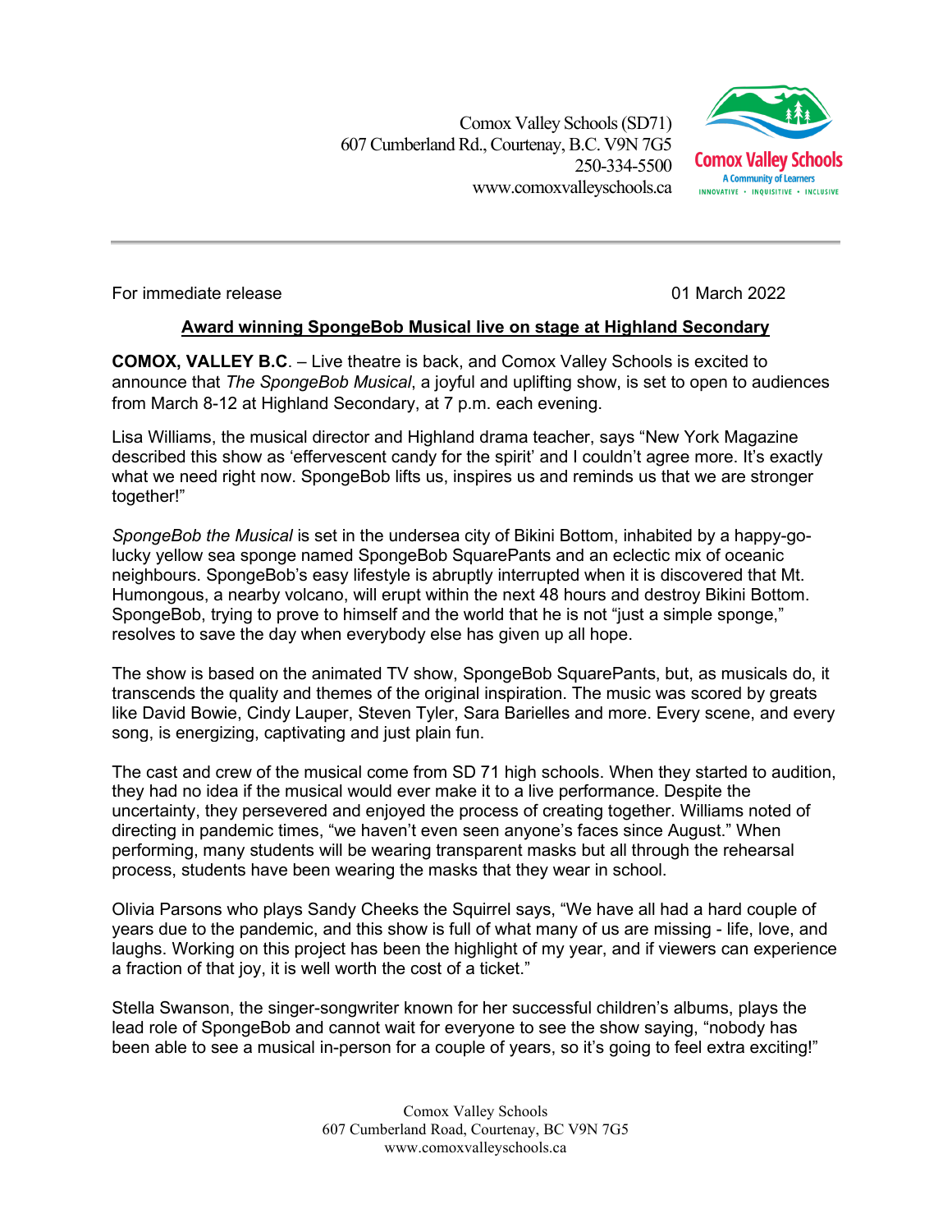Comox Valley Schools (SD71)
607 Cumberland Rd., Courtenay, B.C. V9N 7G5
250-334-5500
www.comoxvalleyschools.ca

Comox Valley Schools
A Community of Learners
INNOVATIVE • INQUISITIVE • INCLUSIVE

---

For immediate release 01 March 2022

**Award winning SpongeBob Musical live on stage at Highland Secondary**

**COMOX, VALLEY B.C**. – Live theatre is back, and Comox Valley Schools is excited to announce that *The SpongeBob Musical*, a joyful and uplifting show, is set to open to audiences from March 8-12 at Highland Secondary, at 7 p.m. each evening.

Lisa Williams, the musical director and Highland drama teacher, says "New York Magazine described this show as 'effervescent candy for the spirit' and I couldn't agree more. It's exactly what we need right now. SpongeBob lifts us, inspires us and reminds us that we are stronger together!"

*SpongeBob the Musical* is set in the undersea city of Bikini Bottom, inhabited by a happy-go-lucky yellow sea sponge named SpongeBob SquarePants and an eclectic mix of oceanic neighbours. SpongeBob's easy lifestyle is abruptly interrupted when it is discovered that Mt. Humongous, a nearby volcano, will erupt within the next 48 hours and destroy Bikini Bottom. SpongeBob, trying to prove to himself and the world that he is not "just a simple sponge," resolves to save the day when everybody else has given up all hope.

The show is based on the animated TV show, SpongeBob SquarePants, but, as musicals do, it transcends the quality and themes of the original inspiration. The music was scored by greats like David Bowie, Cindy Lauper, Steven Tyler, Sara Barielles and more. Every scene, and every song, is energizing, captivating and just plain fun.

The cast and crew of the musical come from SD 71 high schools. When they started to audition, they had no idea if the musical would ever make it to a live performance. Despite the uncertainty, they persevered and enjoyed the process of creating together. Williams noted of directing in pandemic times, "we haven't even seen anyone's faces since August." When performing, many students will be wearing transparent masks but all through the rehearsal process, students have been wearing the masks that they wear in school.

Olivia Parsons who plays Sandy Cheeks the Squirrel says, "We have all had a hard couple of years due to the pandemic, and this show is full of what many of us are missing - life, love, and laughs. Working on this project has been the highlight of my year, and if viewers can experience a fraction of that joy, it is well worth the cost of a ticket."

Stella Swanson, the singer-songwriter known for her successful children's albums, plays the lead role of SpongeBob and cannot wait for everyone to see the show saying, "nobody has been able to see a musical in-person for a couple of years, so it's going to feel extra exciting!"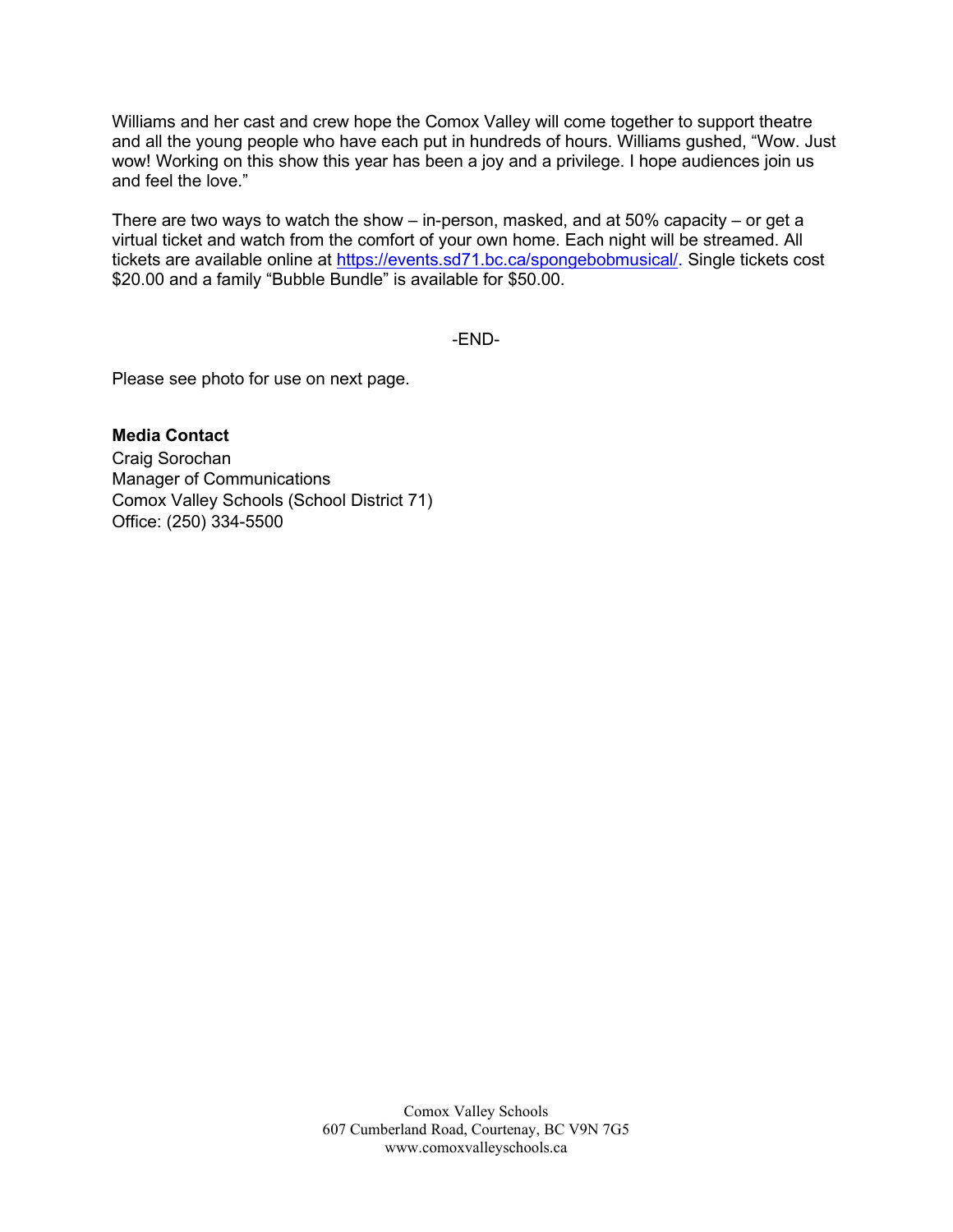Williams and her cast and crew hope the Comox Valley will come together to support theatre and all the young people who have each put in hundreds of hours. Williams gushed, "Wow. Just wow! Working on this show this year has been a joy and a privilege. I hope audiences join us and feel the love."

There are two ways to watch the show – in-person, masked, and at 50% capacity – or get a virtual ticket and watch from the comfort of your own home. Each night will be streamed. All tickets are available online at https://events.sd71.bc.ca/spongebobmusical/. Single tickets cost $20.00 and a family "Bubble Bundle" is available for $50.00.

-END-

Please see photo for use on next page.

**Media Contact**
Craig Sorochan
Manager of Communications
Comox Valley Schools (School District 71)
Office: (250) 334-5500

Comox Valley Schools
607 Cumberland Road, Courtenay, BC V9N 7G5
www.comoxvalleyschools.ca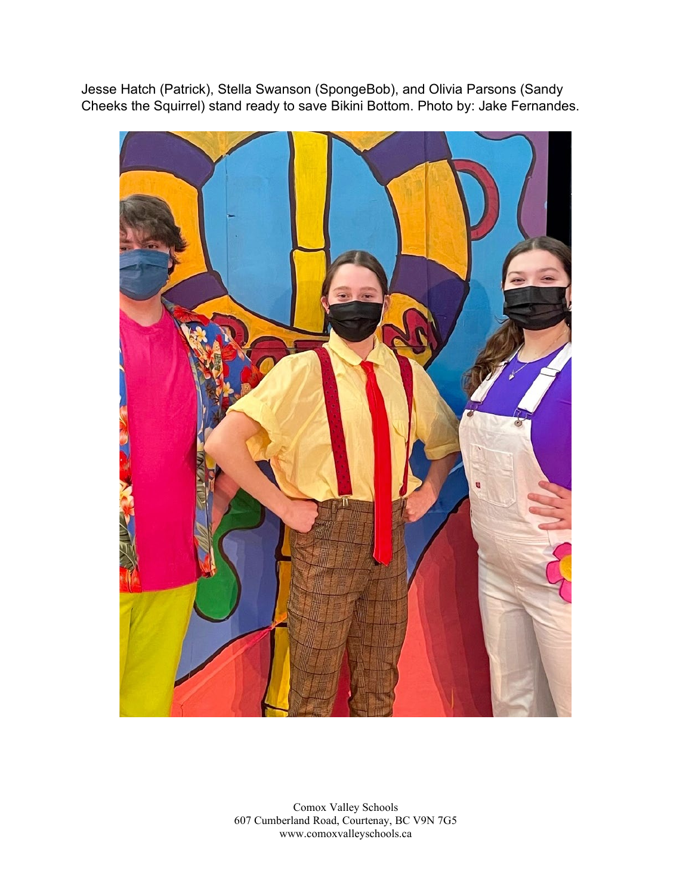Jesse Hatch (Patrick), Stella Swanson (SpongeBob), and Olivia Parsons (Sandy Cheeks the Squirrel) stand ready to save Bikini Bottom. Photo by: Jake Fernandes.

Comox Valley Schools
607 Cumberland Road, Courtenay, BC V9N 7G5
www.comoxvalleyschools.ca